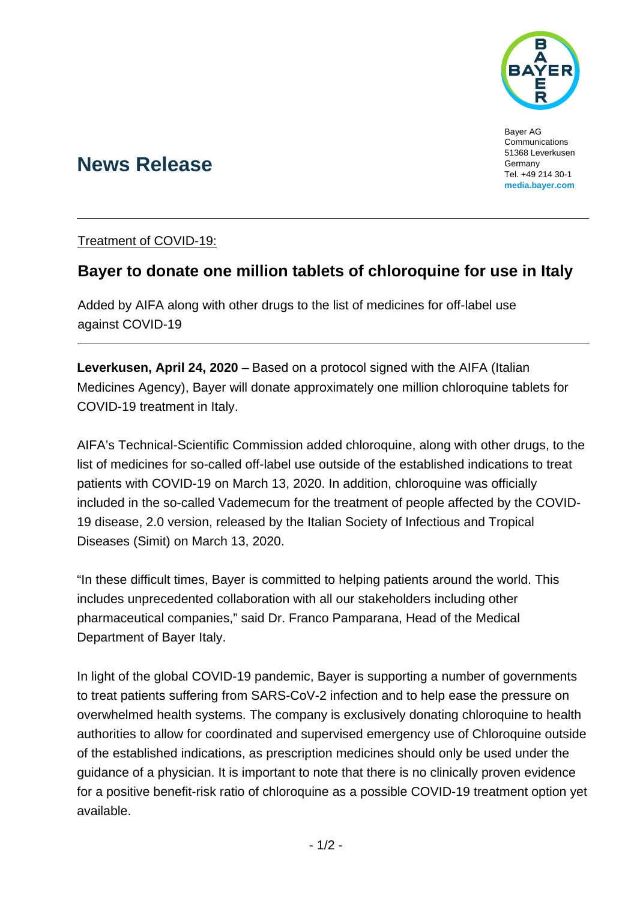Bayer AG
Communications
51368 Leverkusen
Germany
Tel. +49 214 30-1
**media.bayer.com**

# News Release

Treatment of COVID-19:

## Bayer to donate one million tablets of chloroquine for use in Italy

Added by AIFA along with other drugs to the list of medicines for off-label use against COVID-19

**Leverkusen, April 24, 2020** – Based on a protocol signed with the AIFA (Italian Medicines Agency), Bayer will donate approximately one million chloroquine tablets for COVID-19 treatment in Italy.

AIFA's Technical-Scientific Commission added chloroquine, along with other drugs, to the list of medicines for so-called off-label use outside of the established indications to treat patients with COVID-19 on March 13, 2020. In addition, chloroquine was officially included in the so-called Vademecum for the treatment of people affected by the COVID-19 disease, 2.0 version, released by the Italian Society of Infectious and Tropical Diseases (Simit) on March 13, 2020.

"In these difficult times, Bayer is committed to helping patients around the world. This includes unprecedented collaboration with all our stakeholders including other pharmaceutical companies," said Dr. Franco Pamparana, Head of the Medical Department of Bayer Italy.

In light of the global COVID-19 pandemic, Bayer is supporting a number of governments to treat patients suffering from SARS-CoV-2 infection and to help ease the pressure on overwhelmed health systems. The company is exclusively donating chloroquine to health authorities to allow for coordinated and supervised emergency use of Chloroquine outside of the established indications, as prescription medicines should only be used under the guidance of a physician. It is important to note that there is no clinically proven evidence for a positive benefit-risk ratio of chloroquine as a possible COVID-19 treatment option yet available.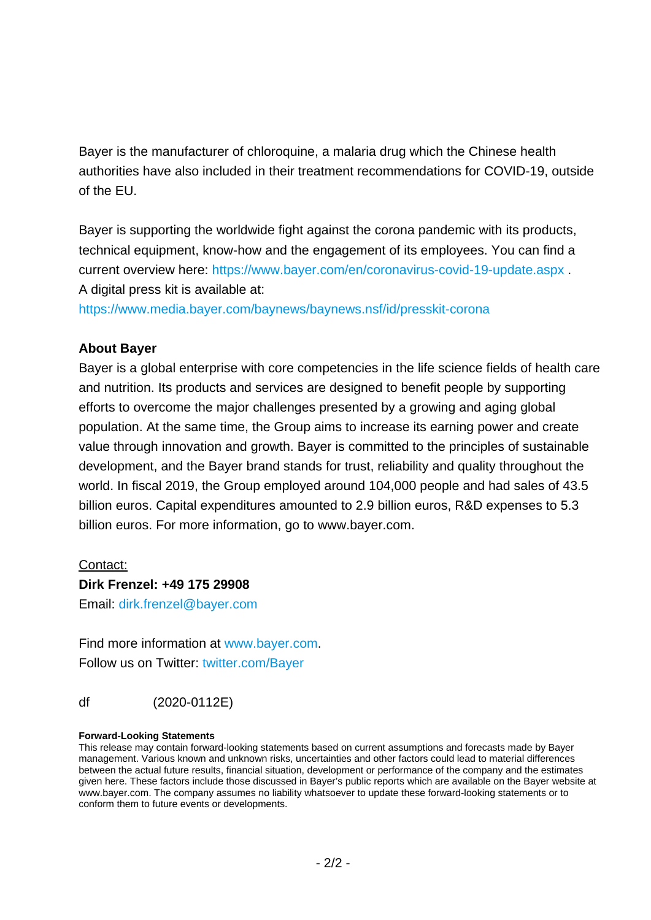Bayer is the manufacturer of chloroquine, a malaria drug which the Chinese health authorities have also included in their treatment recommendations for COVID-19, outside of the EU.

Bayer is supporting the worldwide fight against the corona pandemic with its products, technical equipment, know-how and the engagement of its employees. You can find a current overview here: https://www.bayer.com/en/coronavirus-covid-19-update.aspx .
A digital press kit is available at:
https://www.media.bayer.com/baynews/baynews.nsf/id/presskit-corona

**About Bayer**

Bayer is a global enterprise with core competencies in the life science fields of health care and nutrition. Its products and services are designed to benefit people by supporting efforts to overcome the major challenges presented by a growing and aging global population. At the same time, the Group aims to increase its earning power and create value through innovation and growth. Bayer is committed to the principles of sustainable development, and the Bayer brand stands for trust, reliability and quality throughout the world. In fiscal 2019, the Group employed around 104,000 people and had sales of 43.5 billion euros. Capital expenditures amounted to 2.9 billion euros, R&D expenses to 5.3 billion euros. For more information, go to www.bayer.com.

Contact:
**Dirk Frenzel: +49 175 29908**
Email: dirk.frenzel@bayer.com

Find more information at www.bayer.com.
Follow us on Twitter: twitter.com/Bayer

df (2020-0112E)

**Forward-Looking Statements**
This release may contain forward-looking statements based on current assumptions and forecasts made by Bayer management. Various known and unknown risks, uncertainties and other factors could lead to material differences between the actual future results, financial situation, development or performance of the company and the estimates given here. These factors include those discussed in Bayer's public reports which are available on the Bayer website at www.bayer.com. The company assumes no liability whatsoever to update these forward-looking statements or to conform them to future events or developments.